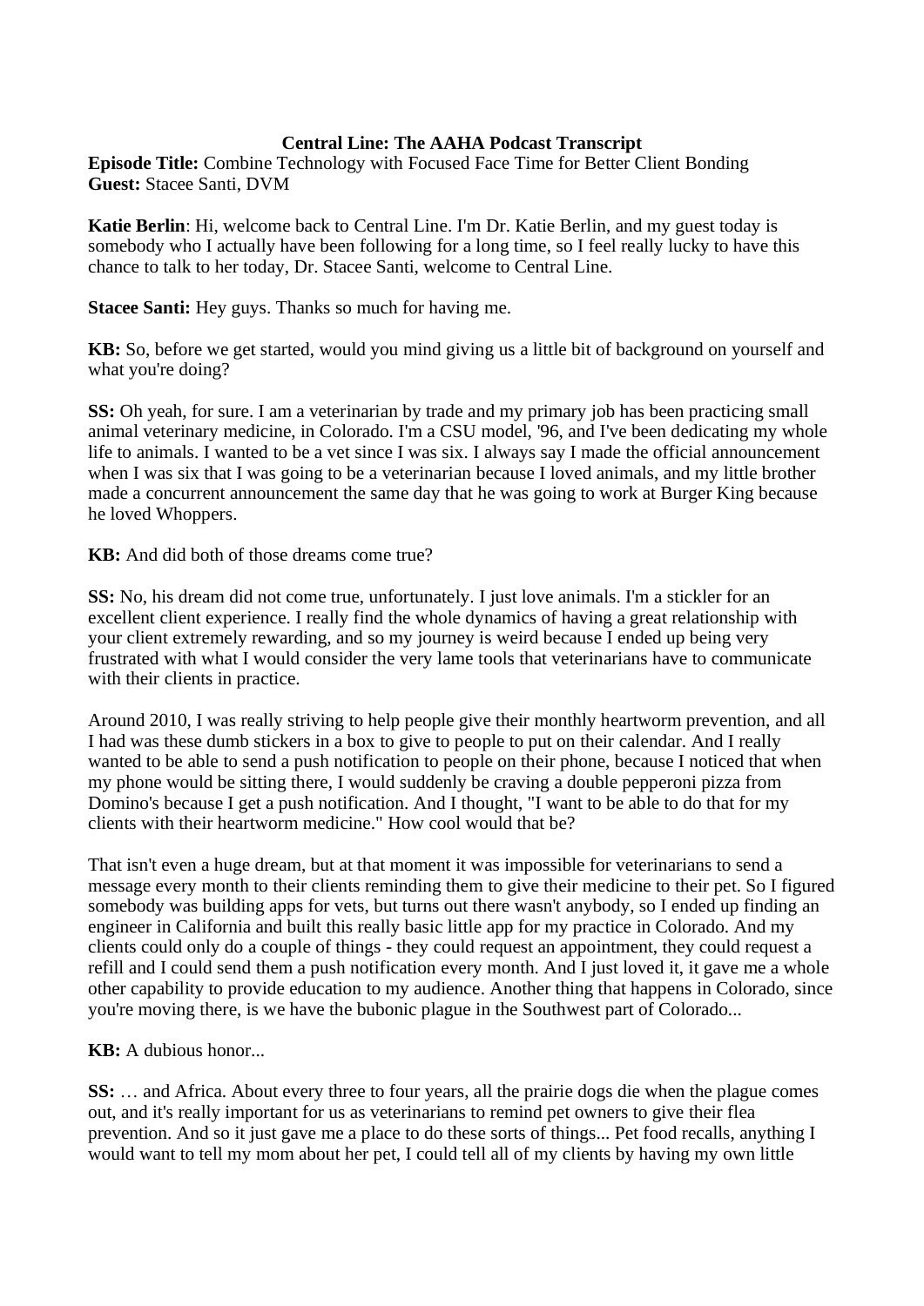# Central Line: The AAHA Podcast Transcript

**Episode Title:** Combine Technology with Focused Face Time for Better Client Bonding
**Guest:** Stacee Santi, DVM

**Katie Berlin**: Hi, welcome back to Central Line. I'm Dr. Katie Berlin, and my guest today is somebody who I actually have been following for a long time, so I feel really lucky to have this chance to talk to her today, Dr. Stacee Santi, welcome to Central Line.

**Stacee Santi:** Hey guys. Thanks so much for having me.

**KB:** So, before we get started, would you mind giving us a little bit of background on yourself and what you're doing?

**SS:** Oh yeah, for sure. I am a veterinarian by trade and my primary job has been practicing small animal veterinary medicine, in Colorado. I'm a CSU model, '96, and I've been dedicating my whole life to animals. I wanted to be a vet since I was six. I always say I made the official announcement when I was six that I was going to be a veterinarian because I loved animals, and my little brother made a concurrent announcement the same day that he was going to work at Burger King because he loved Whoppers.

**KB:** And did both of those dreams come true?

**SS:** No, his dream did not come true, unfortunately. I just love animals. I'm a stickler for an excellent client experience. I really find the whole dynamics of having a great relationship with your client extremely rewarding, and so my journey is weird because I ended up being very frustrated with what I would consider the very lame tools that veterinarians have to communicate with their clients in practice.

Around 2010, I was really striving to help people give their monthly heartworm prevention, and all I had was these dumb stickers in a box to give to people to put on their calendar. And I really wanted to be able to send a push notification to people on their phone, because I noticed that when my phone would be sitting there, I would suddenly be craving a double pepperoni pizza from Domino's because I get a push notification. And I thought, "I want to be able to do that for my clients with their heartworm medicine." How cool would that be?

That isn't even a huge dream, but at that moment it was impossible for veterinarians to send a message every month to their clients reminding them to give their medicine to their pet. So I figured somebody was building apps for vets, but turns out there wasn't anybody, so I ended up finding an engineer in California and built this really basic little app for my practice in Colorado. And my clients could only do a couple of things - they could request an appointment, they could request a refill and I could send them a push notification every month. And I just loved it, it gave me a whole other capability to provide education to my audience. Another thing that happens in Colorado, since you're moving there, is we have the bubonic plague in the Southwest part of Colorado...

**KB:** A dubious honor...

**SS:** … and Africa. About every three to four years, all the prairie dogs die when the plague comes out, and it's really important for us as veterinarians to remind pet owners to give their flea prevention. And so it just gave me a place to do these sorts of things... Pet food recalls, anything I would want to tell my mom about her pet, I could tell all of my clients by having my own little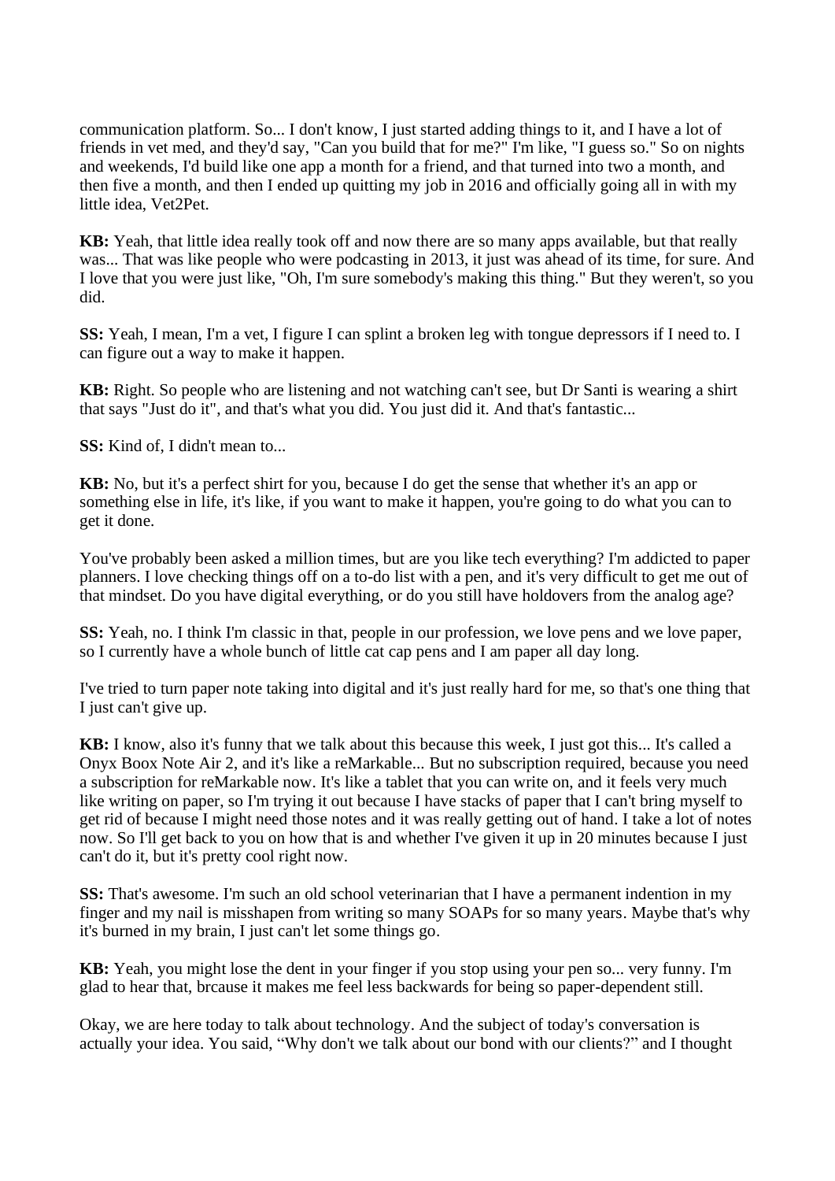communication platform. So... I don't know, I just started adding things to it, and I have a lot of friends in vet med, and they'd say, "Can you build that for me?" I'm like, "I guess so." So on nights and weekends, I'd build like one app a month for a friend, and that turned into two a month, and then five a month, and then I ended up quitting my job in 2016 and officially going all in with my little idea, Vet2Pet.

**KB:** Yeah, that little idea really took off and now there are so many apps available, but that really was... That was like people who were podcasting in 2013, it just was ahead of its time, for sure. And I love that you were just like, "Oh, I'm sure somebody's making this thing." But they weren't, so you did.

**SS:** Yeah, I mean, I'm a vet, I figure I can splint a broken leg with tongue depressors if I need to. I can figure out a way to make it happen.

**KB:** Right. So people who are listening and not watching can't see, but Dr Santi is wearing a shirt that says "Just do it", and that's what you did. You just did it. And that's fantastic...

**SS:** Kind of, I didn't mean to...

**KB:** No, but it's a perfect shirt for you, because I do get the sense that whether it's an app or something else in life, it's like, if you want to make it happen, you're going to do what you can to get it done.

You've probably been asked a million times, but are you like tech everything? I'm addicted to paper planners. I love checking things off on a to-do list with a pen, and it's very difficult to get me out of that mindset. Do you have digital everything, or do you still have holdovers from the analog age?

**SS:** Yeah, no. I think I'm classic in that, people in our profession, we love pens and we love paper, so I currently have a whole bunch of little cat cap pens and I am paper all day long.

I've tried to turn paper note taking into digital and it's just really hard for me, so that's one thing that I just can't give up.

**KB:** I know, also it's funny that we talk about this because this week, I just got this... It's called a Onyx Boox Note Air 2, and it's like a reMarkable... But no subscription required, because you need a subscription for reMarkable now. It's like a tablet that you can write on, and it feels very much like writing on paper, so I'm trying it out because I have stacks of paper that I can't bring myself to get rid of because I might need those notes and it was really getting out of hand. I take a lot of notes now. So I'll get back to you on how that is and whether I've given it up in 20 minutes because I just can't do it, but it's pretty cool right now.

**SS:** That's awesome. I'm such an old school veterinarian that I have a permanent indention in my finger and my nail is misshapen from writing so many SOAPs for so many years. Maybe that's why it's burned in my brain, I just can't let some things go.

**KB:** Yeah, you might lose the dent in your finger if you stop using your pen so... very funny. I'm glad to hear that, brcause it makes me feel less backwards for being so paper-dependent still.

Okay, we are here today to talk about technology. And the subject of today's conversation is actually your idea. You said, "Why don't we talk about our bond with our clients?" and I thought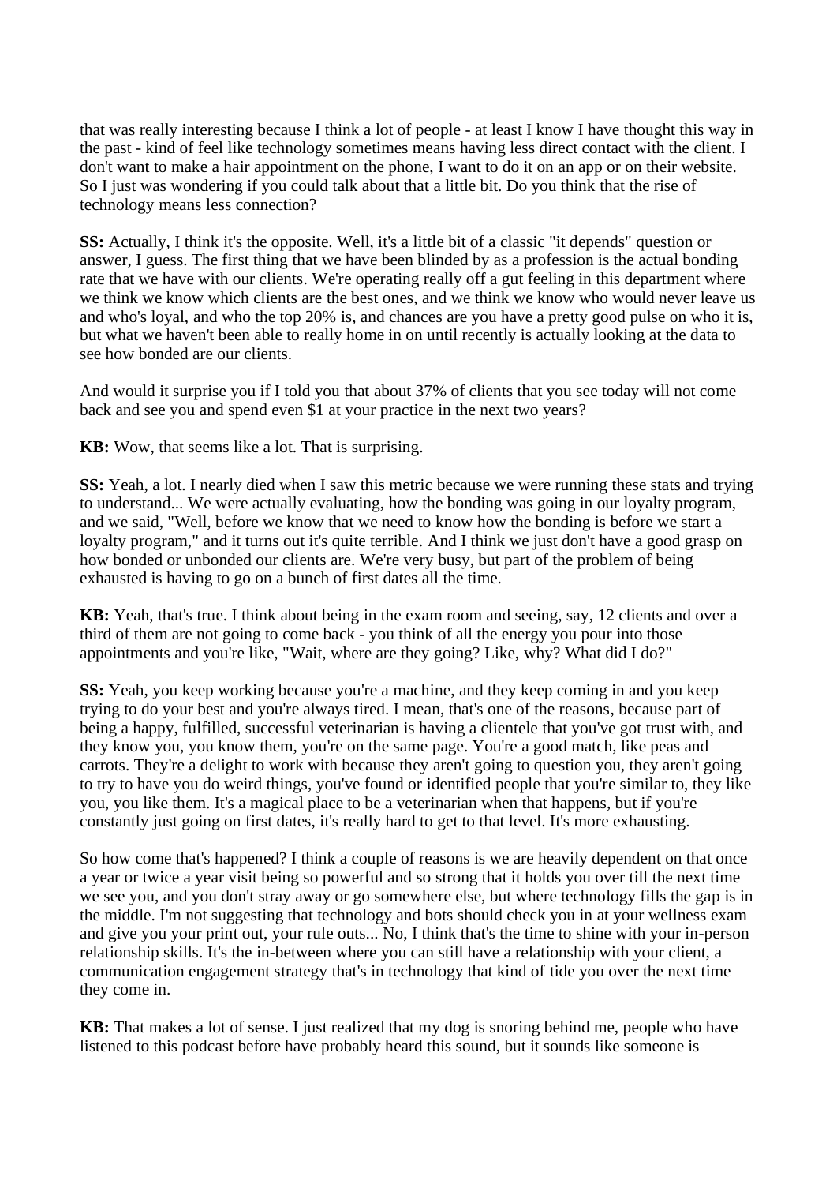that was really interesting because I think a lot of people - at least I know I have thought this way in the past - kind of feel like technology sometimes means having less direct contact with the client. I don't want to make a hair appointment on the phone, I want to do it on an app or on their website. So I just was wondering if you could talk about that a little bit. Do you think that the rise of technology means less connection?

**SS:** Actually, I think it's the opposite. Well, it's a little bit of a classic "it depends" question or answer, I guess. The first thing that we have been blinded by as a profession is the actual bonding rate that we have with our clients. We're operating really off a gut feeling in this department where we think we know which clients are the best ones, and we think we know who would never leave us and who's loyal, and who the top 20% is, and chances are you have a pretty good pulse on who it is, but what we haven't been able to really home in on until recently is actually looking at the data to see how bonded are our clients.

And would it surprise you if I told you that about 37% of clients that you see today will not come back and see you and spend even $1 at your practice in the next two years?

**KB:** Wow, that seems like a lot. That is surprising.

**SS:** Yeah, a lot. I nearly died when I saw this metric because we were running these stats and trying to understand... We were actually evaluating, how the bonding was going in our loyalty program, and we said, "Well, before we know that we need to know how the bonding is before we start a loyalty program," and it turns out it's quite terrible. And I think we just don't have a good grasp on how bonded or unbonded our clients are. We're very busy, but part of the problem of being exhausted is having to go on a bunch of first dates all the time.

**KB:** Yeah, that's true. I think about being in the exam room and seeing, say, 12 clients and over a third of them are not going to come back - you think of all the energy you pour into those appointments and you're like, "Wait, where are they going? Like, why? What did I do?"

**SS:** Yeah, you keep working because you're a machine, and they keep coming in and you keep trying to do your best and you're always tired. I mean, that's one of the reasons, because part of being a happy, fulfilled, successful veterinarian is having a clientele that you've got trust with, and they know you, you know them, you're on the same page. You're a good match, like peas and carrots. They're a delight to work with because they aren't going to question you, they aren't going to try to have you do weird things, you've found or identified people that you're similar to, they like you, you like them. It's a magical place to be a veterinarian when that happens, but if you're constantly just going on first dates, it's really hard to get to that level. It's more exhausting.

So how come that's happened? I think a couple of reasons is we are heavily dependent on that once a year or twice a year visit being so powerful and so strong that it holds you over till the next time we see you, and you don't stray away or go somewhere else, but where technology fills the gap is in the middle. I'm not suggesting that technology and bots should check you in at your wellness exam and give you your print out, your rule outs... No, I think that's the time to shine with your in-person relationship skills. It's the in-between where you can still have a relationship with your client, a communication engagement strategy that's in technology that kind of tide you over the next time they come in.

**KB:** That makes a lot of sense. I just realized that my dog is snoring behind me, people who have listened to this podcast before have probably heard this sound, but it sounds like someone is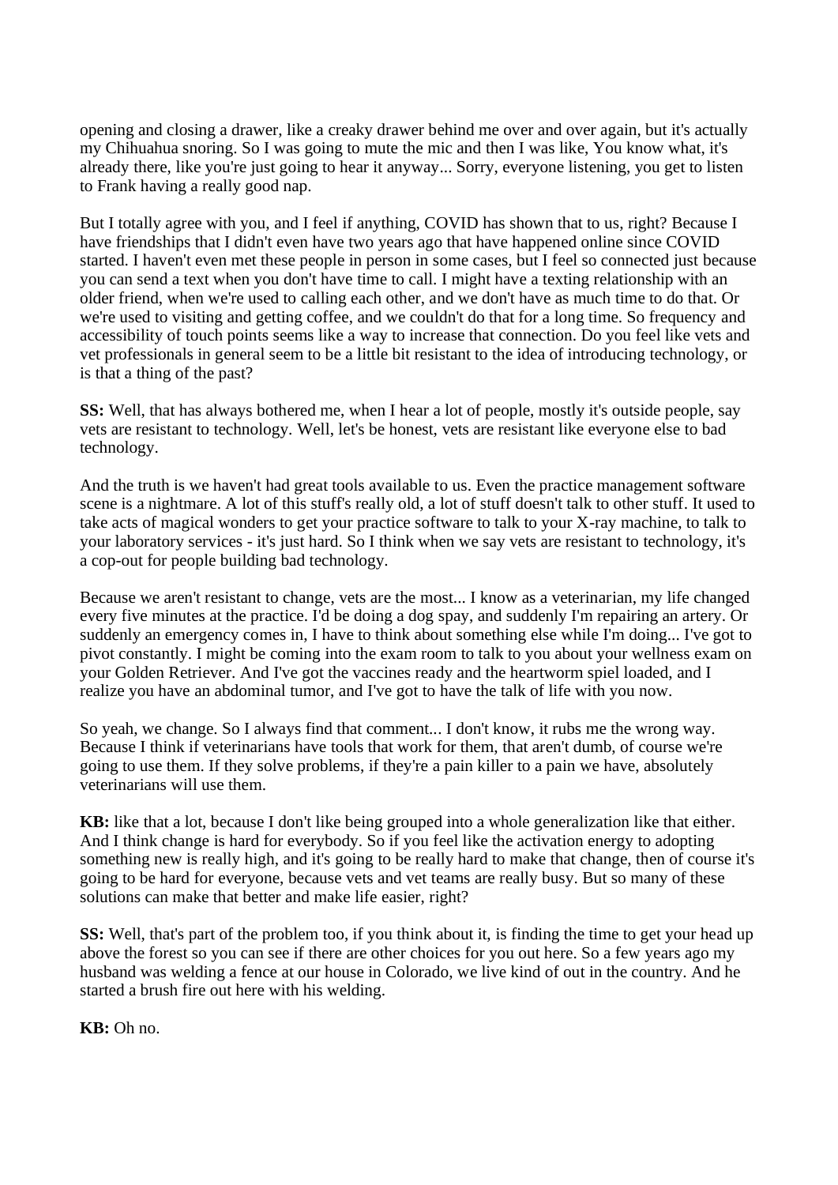opening and closing a drawer, like a creaky drawer behind me over and over again, but it's actually my Chihuahua snoring. So I was going to mute the mic and then I was like, You know what, it's already there, like you're just going to hear it anyway... Sorry, everyone listening, you get to listen to Frank having a really good nap.

But I totally agree with you, and I feel if anything, COVID has shown that to us, right? Because I have friendships that I didn't even have two years ago that have happened online since COVID started. I haven't even met these people in person in some cases, but I feel so connected just because you can send a text when you don't have time to call. I might have a texting relationship with an older friend, when we're used to calling each other, and we don't have as much time to do that. Or we're used to visiting and getting coffee, and we couldn't do that for a long time. So frequency and accessibility of touch points seems like a way to increase that connection. Do you feel like vets and vet professionals in general seem to be a little bit resistant to the idea of introducing technology, or is that a thing of the past?

**SS:** Well, that has always bothered me, when I hear a lot of people, mostly it's outside people, say vets are resistant to technology. Well, let's be honest, vets are resistant like everyone else to bad technology.

And the truth is we haven't had great tools available to us. Even the practice management software scene is a nightmare. A lot of this stuff's really old, a lot of stuff doesn't talk to other stuff. It used to take acts of magical wonders to get your practice software to talk to your X-ray machine, to talk to your laboratory services - it's just hard. So I think when we say vets are resistant to technology, it's a cop-out for people building bad technology.

Because we aren't resistant to change, vets are the most... I know as a veterinarian, my life changed every five minutes at the practice. I'd be doing a dog spay, and suddenly I'm repairing an artery. Or suddenly an emergency comes in, I have to think about something else while I'm doing... I've got to pivot constantly. I might be coming into the exam room to talk to you about your wellness exam on your Golden Retriever. And I've got the vaccines ready and the heartworm spiel loaded, and I realize you have an abdominal tumor, and I've got to have the talk of life with you now.

So yeah, we change. So I always find that comment... I don't know, it rubs me the wrong way. Because I think if veterinarians have tools that work for them, that aren't dumb, of course we're going to use them. If they solve problems, if they're a pain killer to a pain we have, absolutely veterinarians will use them.

**KB:** like that a lot, because I don't like being grouped into a whole generalization like that either. And I think change is hard for everybody. So if you feel like the activation energy to adopting something new is really high, and it's going to be really hard to make that change, then of course it's going to be hard for everyone, because vets and vet teams are really busy. But so many of these solutions can make that better and make life easier, right?

**SS:** Well, that's part of the problem too, if you think about it, is finding the time to get your head up above the forest so you can see if there are other choices for you out here. So a few years ago my husband was welding a fence at our house in Colorado, we live kind of out in the country. And he started a brush fire out here with his welding.

**KB:** Oh no.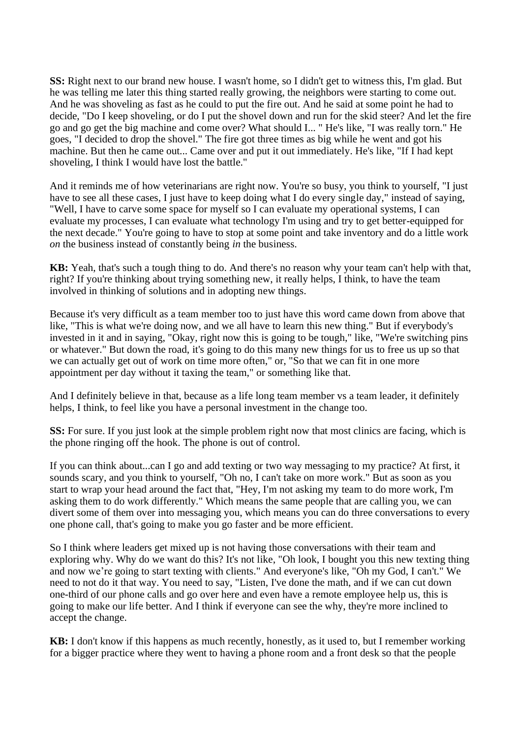**SS:** Right next to our brand new house. I wasn't home, so I didn't get to witness this, I'm glad. But he was telling me later this thing started really growing, the neighbors were starting to come out. And he was shoveling as fast as he could to put the fire out. And he said at some point he had to decide, "Do I keep shoveling, or do I put the shovel down and run for the skid steer? And let the fire go and go get the big machine and come over? What should I... " He's like, "I was really torn." He goes, "I decided to drop the shovel." The fire got three times as big while he went and got his machine. But then he came out... Came over and put it out immediately. He's like, "If I had kept shoveling, I think I would have lost the battle."

And it reminds me of how veterinarians are right now. You're so busy, you think to yourself, "I just have to see all these cases, I just have to keep doing what I do every single day," instead of saying, "Well, I have to carve some space for myself so I can evaluate my operational systems, I can evaluate my processes, I can evaluate what technology I'm using and try to get better-equipped for the next decade." You're going to have to stop at some point and take inventory and do a little work *on* the business instead of constantly being *in* the business.

**KB:** Yeah, that's such a tough thing to do. And there's no reason why your team can't help with that, right? If you're thinking about trying something new, it really helps, I think, to have the team involved in thinking of solutions and in adopting new things.

Because it's very difficult as a team member too to just have this word came down from above that like, "This is what we're doing now, and we all have to learn this new thing." But if everybody's invested in it and in saying, "Okay, right now this is going to be tough," like, "We're switching pins or whatever." But down the road, it's going to do this many new things for us to free us up so that we can actually get out of work on time more often," or, "So that we can fit in one more appointment per day without it taxing the team," or something like that.

And I definitely believe in that, because as a life long team member vs a team leader, it definitely helps, I think, to feel like you have a personal investment in the change too.

**SS:** For sure. If you just look at the simple problem right now that most clinics are facing, which is the phone ringing off the hook. The phone is out of control.

If you can think about...can I go and add texting or two way messaging to my practice? At first, it sounds scary, and you think to yourself, "Oh no, I can't take on more work." But as soon as you start to wrap your head around the fact that, "Hey, I'm not asking my team to do more work, I'm asking them to do work differently." Which means the same people that are calling you, we can divert some of them over into messaging you, which means you can do three conversations to every one phone call, that's going to make you go faster and be more efficient.

So I think where leaders get mixed up is not having those conversations with their team and exploring why. Why do we want do this? It's not like, "Oh look, I bought you this new texting thing and now we're going to start texting with clients." And everyone's like, "Oh my God, I can't." We need to not do it that way. You need to say, "Listen, I've done the math, and if we can cut down one-third of our phone calls and go over here and even have a remote employee help us, this is going to make our life better. And I think if everyone can see the why, they're more inclined to accept the change.

**KB:** I don't know if this happens as much recently, honestly, as it used to, but I remember working for a bigger practice where they went to having a phone room and a front desk so that the people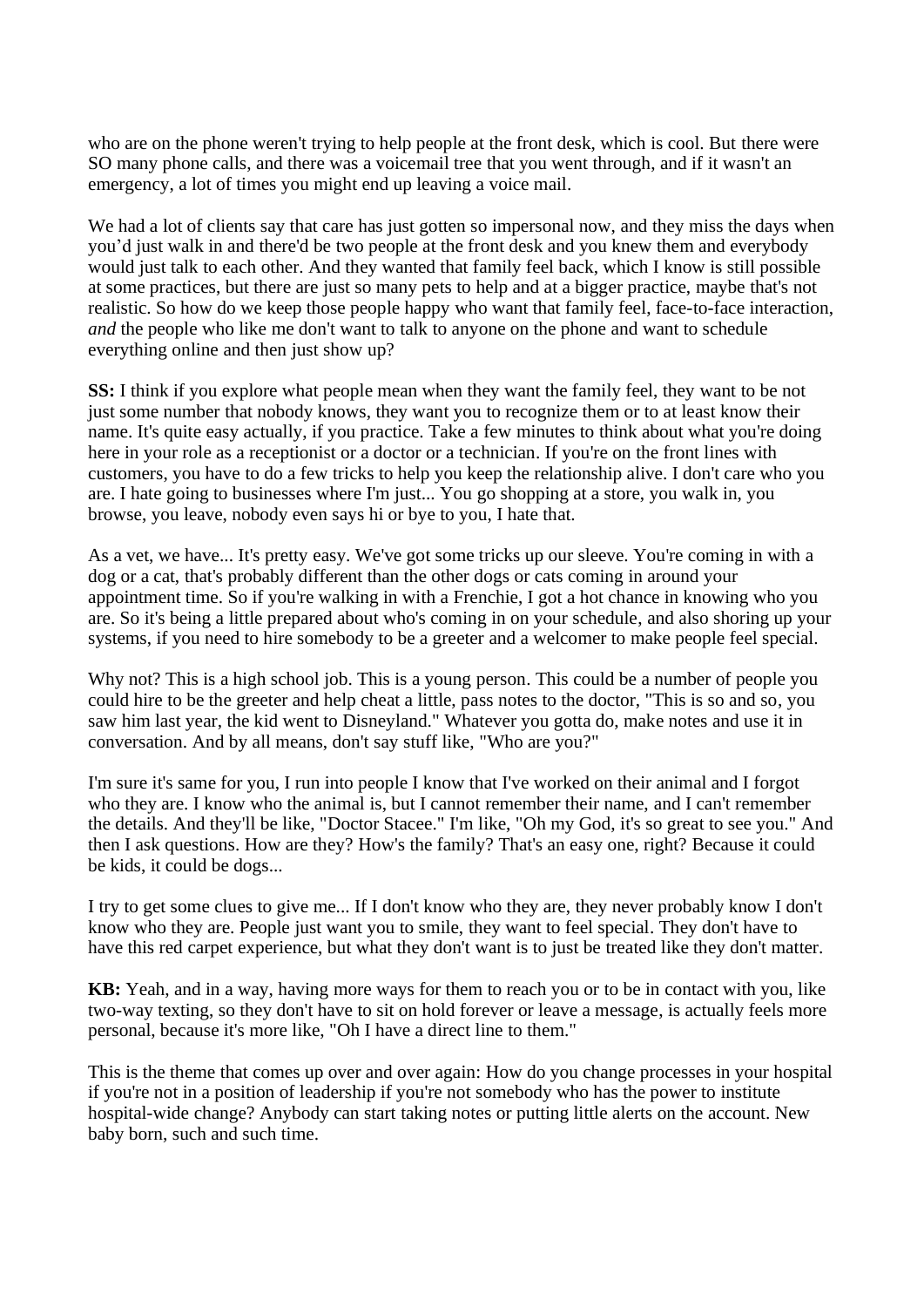who are on the phone weren't trying to help people at the front desk, which is cool. But there were SO many phone calls, and there was a voicemail tree that you went through, and if it wasn't an emergency, a lot of times you might end up leaving a voice mail.

We had a lot of clients say that care has just gotten so impersonal now, and they miss the days when you'd just walk in and there'd be two people at the front desk and you knew them and everybody would just talk to each other. And they wanted that family feel back, which I know is still possible at some practices, but there are just so many pets to help and at a bigger practice, maybe that's not realistic. So how do we keep those people happy who want that family feel, face-to-face interaction, *and* the people who like me don't want to talk to anyone on the phone and want to schedule everything online and then just show up?

**SS:** I think if you explore what people mean when they want the family feel, they want to be not just some number that nobody knows, they want you to recognize them or to at least know their name. It's quite easy actually, if you practice. Take a few minutes to think about what you're doing here in your role as a receptionist or a doctor or a technician. If you're on the front lines with customers, you have to do a few tricks to help you keep the relationship alive. I don't care who you are. I hate going to businesses where I'm just... You go shopping at a store, you walk in, you browse, you leave, nobody even says hi or bye to you, I hate that.

As a vet, we have... It's pretty easy. We've got some tricks up our sleeve. You're coming in with a dog or a cat, that's probably different than the other dogs or cats coming in around your appointment time. So if you're walking in with a Frenchie, I got a hot chance in knowing who you are. So it's being a little prepared about who's coming in on your schedule, and also shoring up your systems, if you need to hire somebody to be a greeter and a welcomer to make people feel special.

Why not? This is a high school job. This is a young person. This could be a number of people you could hire to be the greeter and help cheat a little, pass notes to the doctor, "This is so and so, you saw him last year, the kid went to Disneyland." Whatever you gotta do, make notes and use it in conversation. And by all means, don't say stuff like, "Who are you?"

I'm sure it's same for you, I run into people I know that I've worked on their animal and I forgot who they are. I know who the animal is, but I cannot remember their name, and I can't remember the details. And they'll be like, "Doctor Stacee." I'm like, "Oh my God, it's so great to see you." And then I ask questions. How are they? How's the family? That's an easy one, right? Because it could be kids, it could be dogs...

I try to get some clues to give me... If I don't know who they are, they never probably know I don't know who they are. People just want you to smile, they want to feel special. They don't have to have this red carpet experience, but what they don't want is to just be treated like they don't matter.

**KB:** Yeah, and in a way, having more ways for them to reach you or to be in contact with you, like two-way texting, so they don't have to sit on hold forever or leave a message, is actually feels more personal, because it's more like, "Oh I have a direct line to them."

This is the theme that comes up over and over again: How do you change processes in your hospital if you're not in a position of leadership if you're not somebody who has the power to institute hospital-wide change? Anybody can start taking notes or putting little alerts on the account. New baby born, such and such time.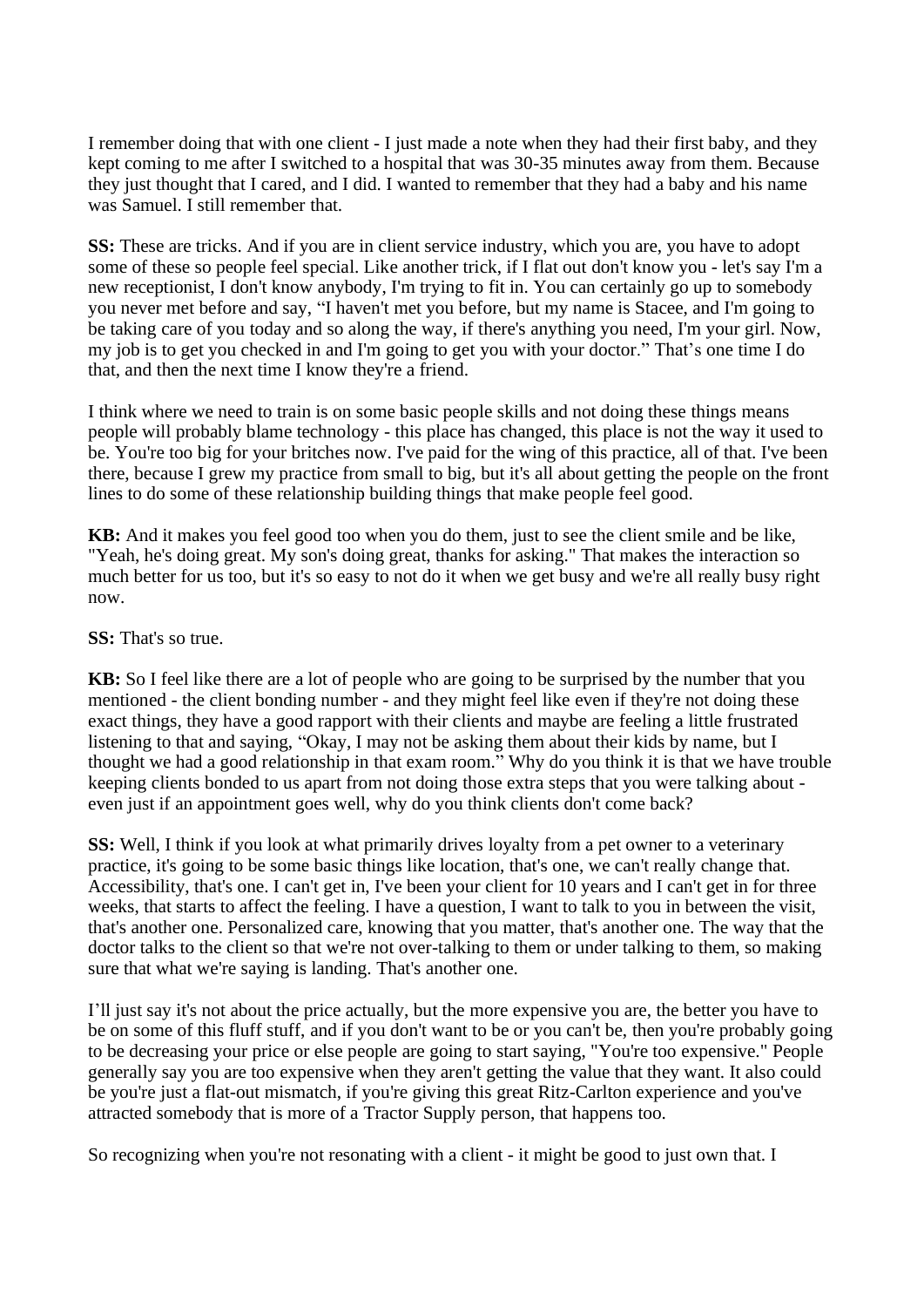I remember doing that with one client - I just made a note when they had their first baby, and they kept coming to me after I switched to a hospital that was 30-35 minutes away from them. Because they just thought that I cared, and I did. I wanted to remember that they had a baby and his name was Samuel. I still remember that.

**SS:** These are tricks. And if you are in client service industry, which you are, you have to adopt some of these so people feel special. Like another trick, if I flat out don't know you - let's say I'm a new receptionist, I don't know anybody, I'm trying to fit in. You can certainly go up to somebody you never met before and say, "I haven't met you before, but my name is Stacee, and I'm going to be taking care of you today and so along the way, if there's anything you need, I'm your girl. Now, my job is to get you checked in and I'm going to get you with your doctor." That's one time I do that, and then the next time I know they're a friend.

I think where we need to train is on some basic people skills and not doing these things means people will probably blame technology - this place has changed, this place is not the way it used to be. You're too big for your britches now. I've paid for the wing of this practice, all of that. I've been there, because I grew my practice from small to big, but it's all about getting the people on the front lines to do some of these relationship building things that make people feel good.

**KB:** And it makes you feel good too when you do them, just to see the client smile and be like, "Yeah, he's doing great. My son's doing great, thanks for asking." That makes the interaction so much better for us too, but it's so easy to not do it when we get busy and we're all really busy right now.

**SS:** That's so true.

**KB:** So I feel like there are a lot of people who are going to be surprised by the number that you mentioned - the client bonding number - and they might feel like even if they're not doing these exact things, they have a good rapport with their clients and maybe are feeling a little frustrated listening to that and saying, "Okay, I may not be asking them about their kids by name, but I thought we had a good relationship in that exam room." Why do you think it is that we have trouble keeping clients bonded to us apart from not doing those extra steps that you were talking about - even just if an appointment goes well, why do you think clients don't come back?

**SS:** Well, I think if you look at what primarily drives loyalty from a pet owner to a veterinary practice, it's going to be some basic things like location, that's one, we can't really change that. Accessibility, that's one. I can't get in, I've been your client for 10 years and I can't get in for three weeks, that starts to affect the feeling. I have a question, I want to talk to you in between the visit, that's another one. Personalized care, knowing that you matter, that's another one. The way that the doctor talks to the client so that we're not over-talking to them or under talking to them, so making sure that what we're saying is landing. That's another one.

I'll just say it's not about the price actually, but the more expensive you are, the better you have to be on some of this fluff stuff, and if you don't want to be or you can't be, then you're probably going to be decreasing your price or else people are going to start saying, "You're too expensive." People generally say you are too expensive when they aren't getting the value that they want. It also could be you're just a flat-out mismatch, if you're giving this great Ritz-Carlton experience and you've attracted somebody that is more of a Tractor Supply person, that happens too.

So recognizing when you're not resonating with a client - it might be good to just own that. I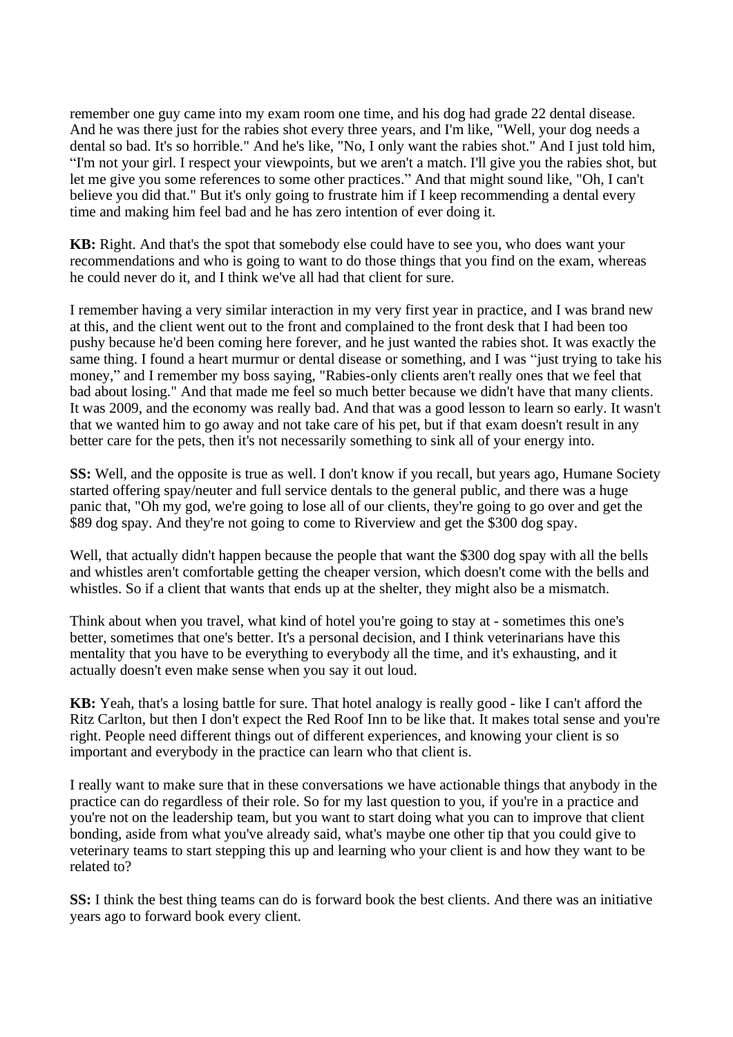remember one guy came into my exam room one time, and his dog had grade 22 dental disease. And he was there just for the rabies shot every three years, and I'm like, "Well, your dog needs a dental so bad. It's so horrible." And he's like, "No, I only want the rabies shot." And I just told him, “I'm not your girl. I respect your viewpoints, but we aren't a match. I'll give you the rabies shot, but let me give you some references to some other practices.” And that might sound like, "Oh, I can't believe you did that." But it's only going to frustrate him if I keep recommending a dental every time and making him feel bad and he has zero intention of ever doing it.

**KB:** Right. And that's the spot that somebody else could have to see you, who does want your recommendations and who is going to want to do those things that you find on the exam, whereas he could never do it, and I think we've all had that client for sure.

I remember having a very similar interaction in my very first year in practice, and I was brand new at this, and the client went out to the front and complained to the front desk that I had been too pushy because he'd been coming here forever, and he just wanted the rabies shot. It was exactly the same thing. I found a heart murmur or dental disease or something, and I was “just trying to take his money,” and I remember my boss saying, "Rabies-only clients aren't really ones that we feel that bad about losing." And that made me feel so much better because we didn't have that many clients. It was 2009, and the economy was really bad. And that was a good lesson to learn so early. It wasn't that we wanted him to go away and not take care of his pet, but if that exam doesn't result in any better care for the pets, then it's not necessarily something to sink all of your energy into.

**SS:** Well, and the opposite is true as well. I don't know if you recall, but years ago, Humane Society started offering spay/neuter and full service dentals to the general public, and there was a huge panic that, "Oh my god, we're going to lose all of our clients, they're going to go over and get the $89 dog spay. And they're not going to come to Riverview and get the $300 dog spay.

Well, that actually didn't happen because the people that want the $300 dog spay with all the bells and whistles aren't comfortable getting the cheaper version, which doesn't come with the bells and whistles. So if a client that wants that ends up at the shelter, they might also be a mismatch.

Think about when you travel, what kind of hotel you're going to stay at - sometimes this one's better, sometimes that one's better. It's a personal decision, and I think veterinarians have this mentality that you have to be everything to everybody all the time, and it's exhausting, and it actually doesn't even make sense when you say it out loud.

**KB:** Yeah, that's a losing battle for sure. That hotel analogy is really good - like I can't afford the Ritz Carlton, but then I don't expect the Red Roof Inn to be like that. It makes total sense and you're right. People need different things out of different experiences, and knowing your client is so important and everybody in the practice can learn who that client is.

I really want to make sure that in these conversations we have actionable things that anybody in the practice can do regardless of their role. So for my last question to you, if you're in a practice and you're not on the leadership team, but you want to start doing what you can to improve that client bonding, aside from what you've already said, what's maybe one other tip that you could give to veterinary teams to start stepping this up and learning who your client is and how they want to be related to?

**SS:** I think the best thing teams can do is forward book the best clients. And there was an initiative years ago to forward book every client.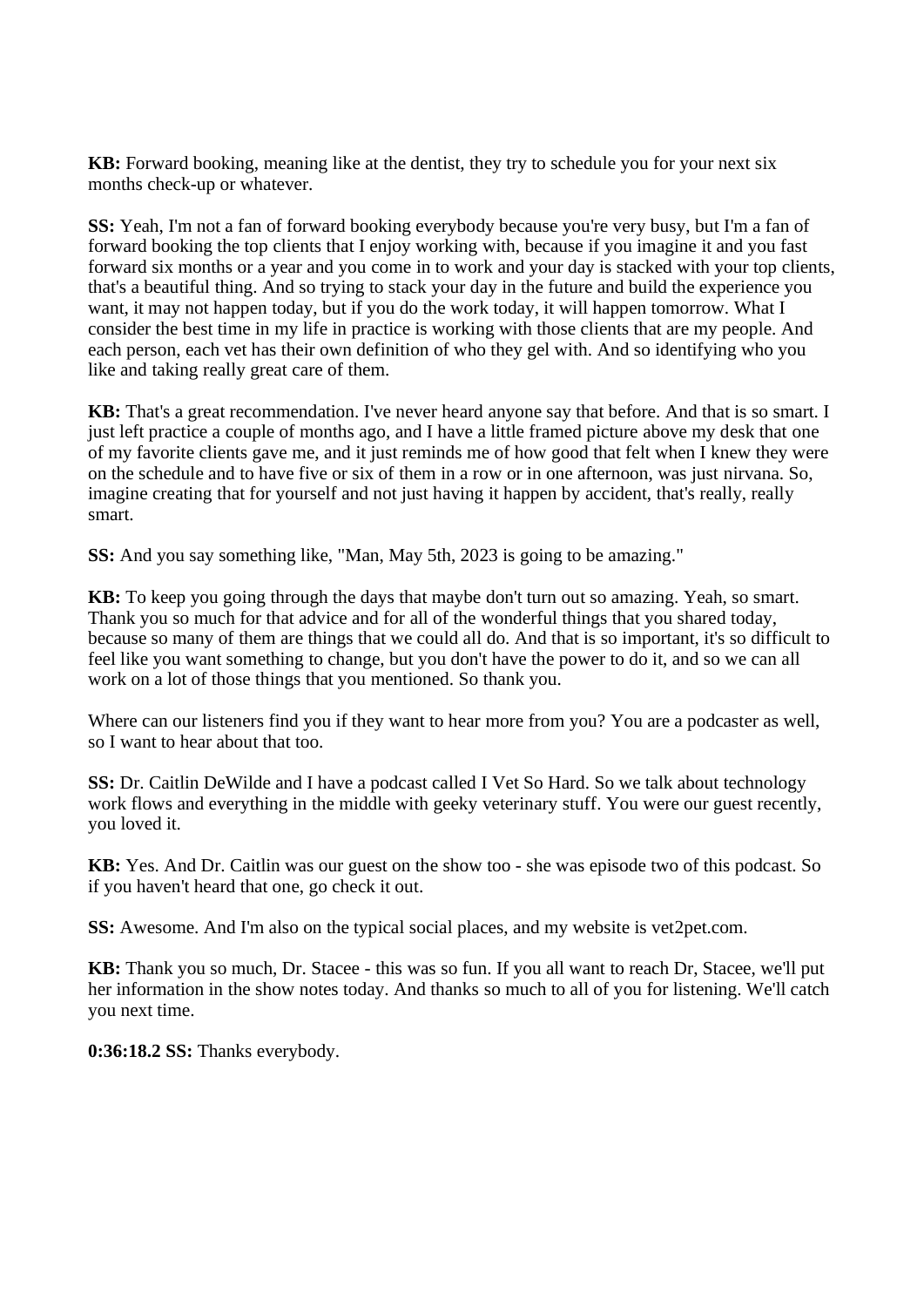**KB:** Forward booking, meaning like at the dentist, they try to schedule you for your next six months check-up or whatever.

**SS:** Yeah, I'm not a fan of forward booking everybody because you're very busy, but I'm a fan of forward booking the top clients that I enjoy working with, because if you imagine it and you fast forward six months or a year and you come in to work and your day is stacked with your top clients, that's a beautiful thing. And so trying to stack your day in the future and build the experience you want, it may not happen today, but if you do the work today, it will happen tomorrow. What I consider the best time in my life in practice is working with those clients that are my people. And each person, each vet has their own definition of who they gel with. And so identifying who you like and taking really great care of them.

**KB:** That's a great recommendation. I've never heard anyone say that before. And that is so smart. I just left practice a couple of months ago, and I have a little framed picture above my desk that one of my favorite clients gave me, and it just reminds me of how good that felt when I knew they were on the schedule and to have five or six of them in a row or in one afternoon, was just nirvana. So, imagine creating that for yourself and not just having it happen by accident, that's really, really smart.

**SS:** And you say something like, "Man, May 5th, 2023 is going to be amazing."

**KB:** To keep you going through the days that maybe don't turn out so amazing. Yeah, so smart. Thank you so much for that advice and for all of the wonderful things that you shared today, because so many of them are things that we could all do. And that is so important, it's so difficult to feel like you want something to change, but you don't have the power to do it, and so we can all work on a lot of those things that you mentioned. So thank you.

Where can our listeners find you if they want to hear more from you? You are a podcaster as well, so I want to hear about that too.

**SS:** Dr. Caitlin DeWilde and I have a podcast called I Vet So Hard. So we talk about technology work flows and everything in the middle with geeky veterinary stuff. You were our guest recently, you loved it.

**KB:** Yes. And Dr. Caitlin was our guest on the show too - she was episode two of this podcast. So if you haven't heard that one, go check it out.

**SS:** Awesome. And I'm also on the typical social places, and my website is vet2pet.com.

**KB:** Thank you so much, Dr. Stacee - this was so fun. If you all want to reach Dr, Stacee, we'll put her information in the show notes today. And thanks so much to all of you for listening. We'll catch you next time.

**0:36:18.2 SS:** Thanks everybody.